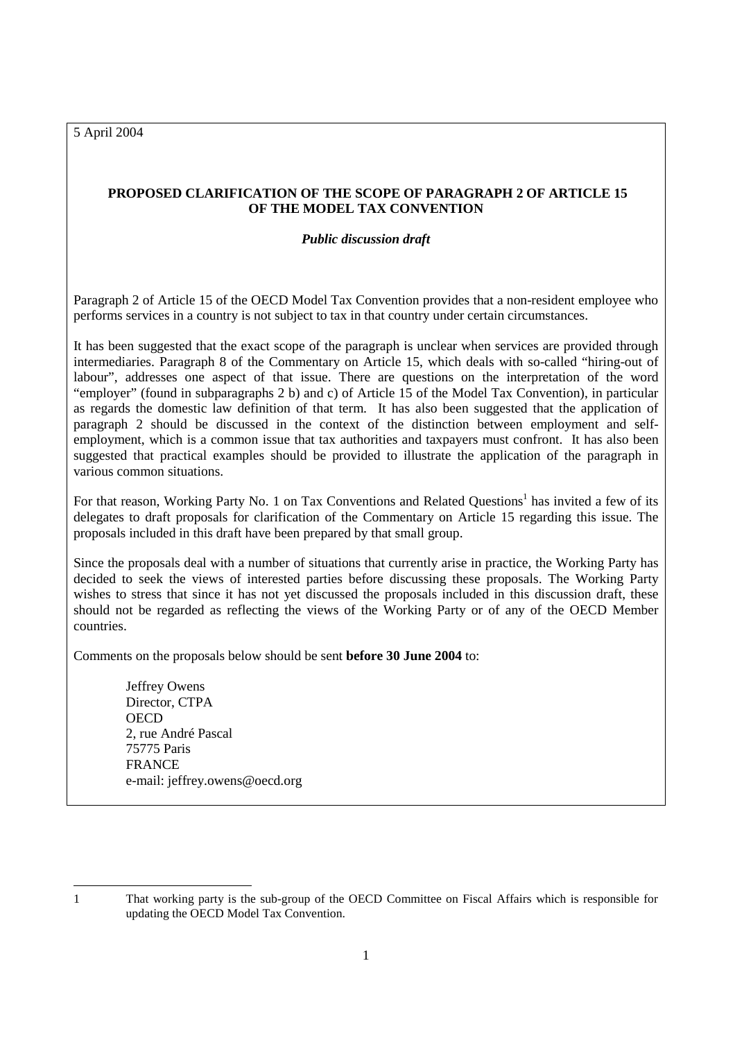5 April 2004

**PROPOSED CLARIFICATION OF THE SCOPE OF PARAGRAPH 2 OF ARTICLE 15 OF THE MODEL TAX CONVENTION**

***Public discussion draft***

Paragraph 2 of Article 15 of the OECD Model Tax Convention provides that a non-resident employee who performs services in a country is not subject to tax in that country under certain circumstances.

It has been suggested that the exact scope of the paragraph is unclear when services are provided through intermediaries. Paragraph 8 of the Commentary on Article 15, which deals with so-called "hiring-out of labour", addresses one aspect of that issue. There are questions on the interpretation of the word "employer" (found in subparagraphs 2 b) and c) of Article 15 of the Model Tax Convention), in particular as regards the domestic law definition of that term. It has also been suggested that the application of paragraph 2 should be discussed in the context of the distinction between employment and self-employment, which is a common issue that tax authorities and taxpayers must confront. It has also been suggested that practical examples should be provided to illustrate the application of the paragraph in various common situations.

For that reason, Working Party No. 1 on Tax Conventions and Related Questions[1] has invited a few of its delegates to draft proposals for clarification of the Commentary on Article 15 regarding this issue. The proposals included in this draft have been prepared by that small group.

Since the proposals deal with a number of situations that currently arise in practice, the Working Party has decided to seek the views of interested parties before discussing these proposals. The Working Party wishes to stress that since it has not yet discussed the proposals included in this discussion draft, these should not be regarded as reflecting the views of the Working Party or of any of the OECD Member countries.

Comments on the proposals below should be sent **before 30 June 2004** to:

Jeffrey Owens
Director, CTPA
OECD
2, rue André Pascal
75775 Paris
FRANCE
e-mail: jeffrey.owens@oecd.org

---

1 That working party is the sub-group of the OECD Committee on Fiscal Affairs which is responsible for updating the OECD Model Tax Convention.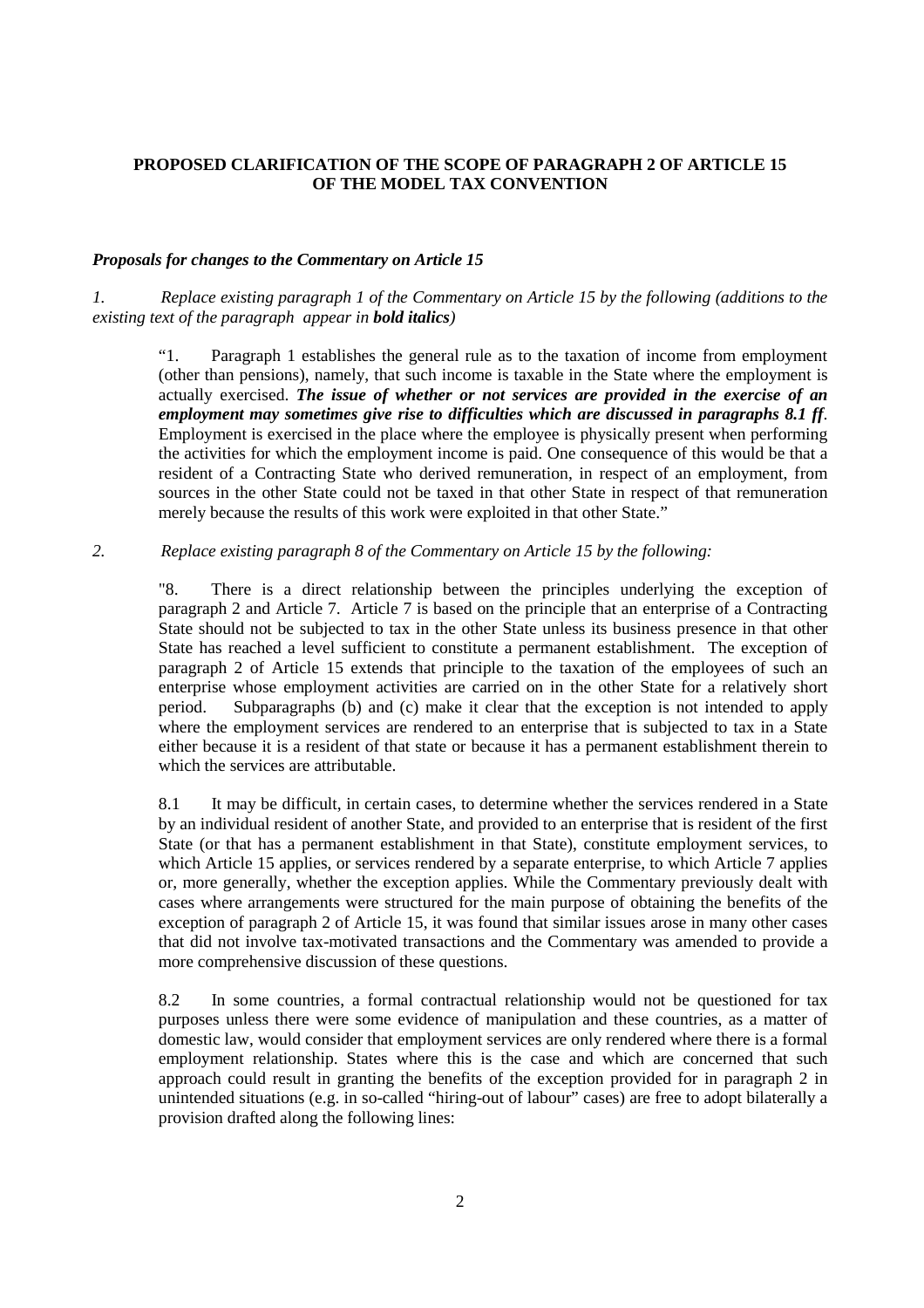**PROPOSED CLARIFICATION OF THE SCOPE OF PARAGRAPH 2 OF ARTICLE 15 OF THE MODEL TAX CONVENTION**

***Proposals for changes to the Commentary on Article 15***

*1. Replace existing paragraph 1 of the Commentary on Article 15 by the following (additions to the existing text of the paragraph appear in **bold italics**)*

> "1. Paragraph 1 establishes the general rule as to the taxation of income from employment (other than pensions), namely, that such income is taxable in the State where the employment is actually exercised. ***The issue of whether or not services are provided in the exercise of an employment may sometimes give rise to difficulties which are discussed in paragraphs 8.1 ff***. Employment is exercised in the place where the employee is physically present when performing the activities for which the employment income is paid. One consequence of this would be that a resident of a Contracting State who derived remuneration, in respect of an employment, from sources in the other State could not be taxed in that other State in respect of that remuneration merely because the results of this work were exploited in that other State."

*2. Replace existing paragraph 8 of the Commentary on Article 15 by the following:*

> "8. There is a direct relationship between the principles underlying the exception of paragraph 2 and Article 7. Article 7 is based on the principle that an enterprise of a Contracting State should not be subjected to tax in the other State unless its business presence in that other State has reached a level sufficient to constitute a permanent establishment. The exception of paragraph 2 of Article 15 extends that principle to the taxation of the employees of such an enterprise whose employment activities are carried on in the other State for a relatively short period. Subparagraphs (b) and (c) make it clear that the exception is not intended to apply where the employment services are rendered to an enterprise that is subjected to tax in a State either because it is a resident of that state or because it has a permanent establishment therein to which the services are attributable.
>
> 8.1 It may be difficult, in certain cases, to determine whether the services rendered in a State by an individual resident of another State, and provided to an enterprise that is resident of the first State (or that has a permanent establishment in that State), constitute employment services, to which Article 15 applies, or services rendered by a separate enterprise, to which Article 7 applies or, more generally, whether the exception applies. While the Commentary previously dealt with cases where arrangements were structured for the main purpose of obtaining the benefits of the exception of paragraph 2 of Article 15, it was found that similar issues arose in many other cases that did not involve tax-motivated transactions and the Commentary was amended to provide a more comprehensive discussion of these questions.
>
> 8.2 In some countries, a formal contractual relationship would not be questioned for tax purposes unless there were some evidence of manipulation and these countries, as a matter of domestic law, would consider that employment services are only rendered where there is a formal employment relationship. States where this is the case and which are concerned that such approach could result in granting the benefits of the exception provided for in paragraph 2 in unintended situations (e.g. in so-called "hiring-out of labour" cases) are free to adopt bilaterally a provision drafted along the following lines: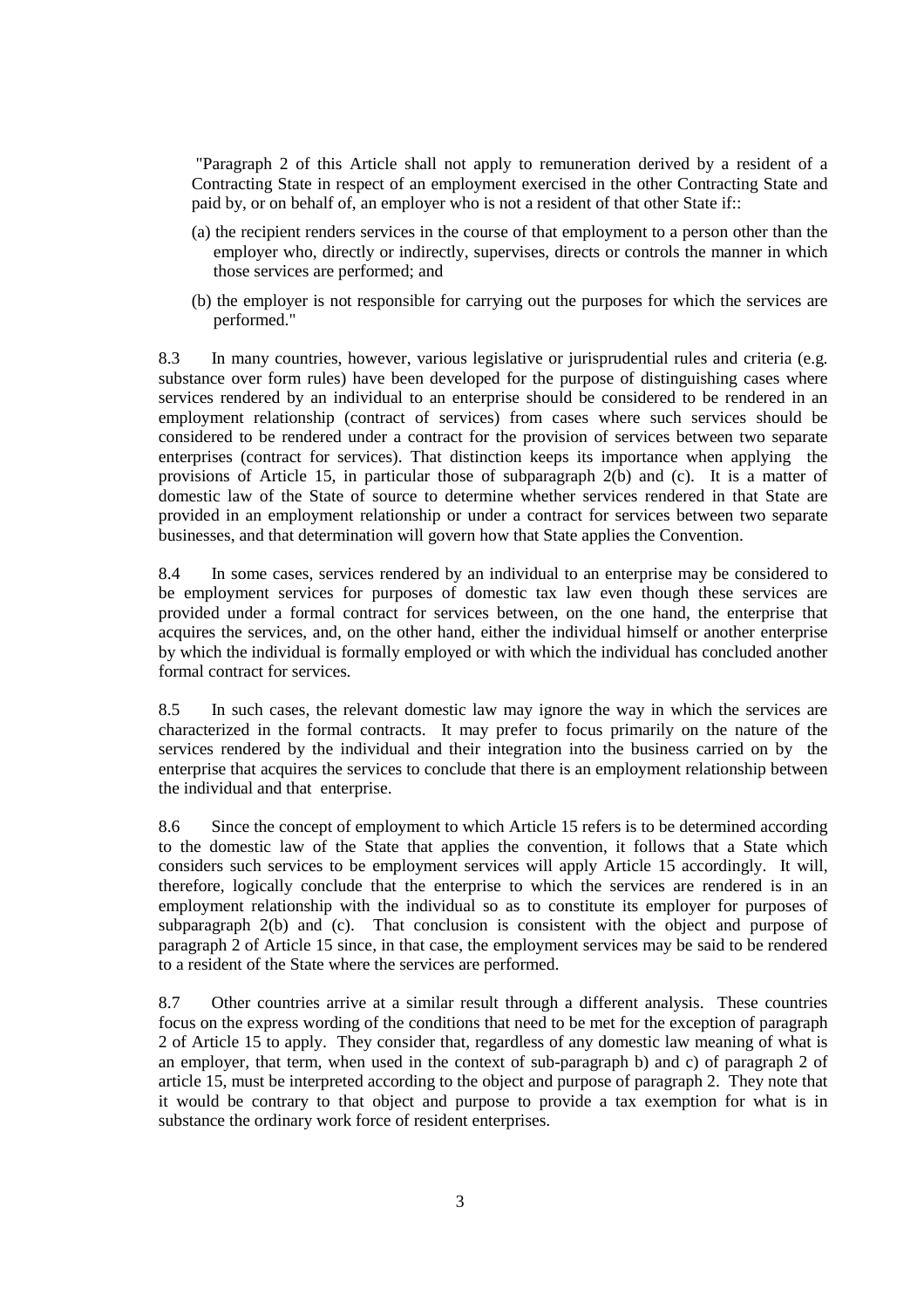"Paragraph 2 of this Article shall not apply to remuneration derived by a resident of a Contracting State in respect of an employment exercised in the other Contracting State and paid by, or on behalf of, an employer who is not a resident of that other State if::

(a) the recipient renders services in the course of that employment to a person other than the employer who, directly or indirectly, supervises, directs or controls the manner in which those services are performed; and

(b) the employer is not responsible for carrying out the purposes for which the services are performed."

8.3 In many countries, however, various legislative or jurisprudential rules and criteria (e.g. substance over form rules) have been developed for the purpose of distinguishing cases where services rendered by an individual to an enterprise should be considered to be rendered in an employment relationship (contract of services) from cases where such services should be considered to be rendered under a contract for the provision of services between two separate enterprises (contract for services). That distinction keeps its importance when applying the provisions of Article 15, in particular those of subparagraph 2(b) and (c). It is a matter of domestic law of the State of source to determine whether services rendered in that State are provided in an employment relationship or under a contract for services between two separate businesses, and that determination will govern how that State applies the Convention.

8.4 In some cases, services rendered by an individual to an enterprise may be considered to be employment services for purposes of domestic tax law even though these services are provided under a formal contract for services between, on the one hand, the enterprise that acquires the services, and, on the other hand, either the individual himself or another enterprise by which the individual is formally employed or with which the individual has concluded another formal contract for services.

8.5 In such cases, the relevant domestic law may ignore the way in which the services are characterized in the formal contracts. It may prefer to focus primarily on the nature of the services rendered by the individual and their integration into the business carried on by the enterprise that acquires the services to conclude that there is an employment relationship between the individual and that enterprise.

8.6 Since the concept of employment to which Article 15 refers is to be determined according to the domestic law of the State that applies the convention, it follows that a State which considers such services to be employment services will apply Article 15 accordingly. It will, therefore, logically conclude that the enterprise to which the services are rendered is in an employment relationship with the individual so as to constitute its employer for purposes of subparagraph 2(b) and (c). That conclusion is consistent with the object and purpose of paragraph 2 of Article 15 since, in that case, the employment services may be said to be rendered to a resident of the State where the services are performed.

8.7 Other countries arrive at a similar result through a different analysis. These countries focus on the express wording of the conditions that need to be met for the exception of paragraph 2 of Article 15 to apply. They consider that, regardless of any domestic law meaning of what is an employer, that term, when used in the context of sub-paragraph b) and c) of paragraph 2 of article 15, must be interpreted according to the object and purpose of paragraph 2. They note that it would be contrary to that object and purpose to provide a tax exemption for what is in substance the ordinary work force of resident enterprises.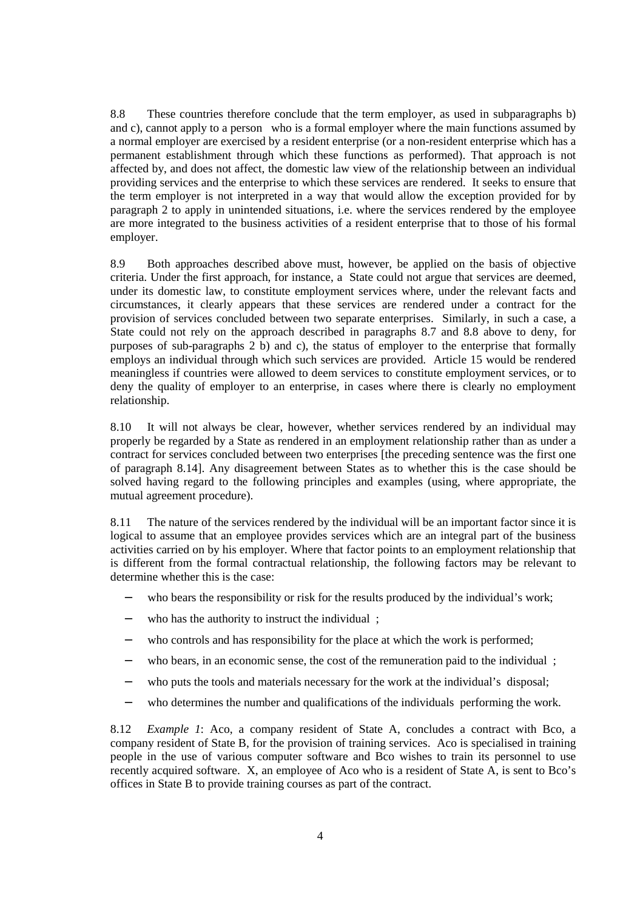8.8 These countries therefore conclude that the term employer, as used in subparagraphs b) and c), cannot apply to a person who is a formal employer where the main functions assumed by a normal employer are exercised by a resident enterprise (or a non-resident enterprise which has a permanent establishment through which these functions as performed). That approach is not affected by, and does not affect, the domestic law view of the relationship between an individual providing services and the enterprise to which these services are rendered. It seeks to ensure that the term employer is not interpreted in a way that would allow the exception provided for by paragraph 2 to apply in unintended situations, i.e. where the services rendered by the employee are more integrated to the business activities of a resident enterprise that to those of his formal employer.

8.9 Both approaches described above must, however, be applied on the basis of objective criteria. Under the first approach, for instance, a State could not argue that services are deemed, under its domestic law, to constitute employment services where, under the relevant facts and circumstances, it clearly appears that these services are rendered under a contract for the provision of services concluded between two separate enterprises. Similarly, in such a case, a State could not rely on the approach described in paragraphs 8.7 and 8.8 above to deny, for purposes of sub-paragraphs 2 b) and c), the status of employer to the enterprise that formally employs an individual through which such services are provided. Article 15 would be rendered meaningless if countries were allowed to deem services to constitute employment services, or to deny the quality of employer to an enterprise, in cases where there is clearly no employment relationship.

8.10 It will not always be clear, however, whether services rendered by an individual may properly be regarded by a State as rendered in an employment relationship rather than as under a contract for services concluded between two enterprises [the preceding sentence was the first one of paragraph 8.14]. Any disagreement between States as to whether this is the case should be solved having regard to the following principles and examples (using, where appropriate, the mutual agreement procedure).

8.11 The nature of the services rendered by the individual will be an important factor since it is logical to assume that an employee provides services which are an integral part of the business activities carried on by his employer. Where that factor points to an employment relationship that is different from the formal contractual relationship, the following factors may be relevant to determine whether this is the case:

- who bears the responsibility or risk for the results produced by the individual's work;
- who has the authority to instruct the individual ;
- who controls and has responsibility for the place at which the work is performed;
- who bears, in an economic sense, the cost of the remuneration paid to the individual ;
- who puts the tools and materials necessary for the work at the individual's disposal;
- who determines the number and qualifications of the individuals performing the work.

8.12 *Example 1*: Aco, a company resident of State A, concludes a contract with Bco, a company resident of State B, for the provision of training services. Aco is specialised in training people in the use of various computer software and Bco wishes to train its personnel to use recently acquired software. X, an employee of Aco who is a resident of State A, is sent to Bco's offices in State B to provide training courses as part of the contract.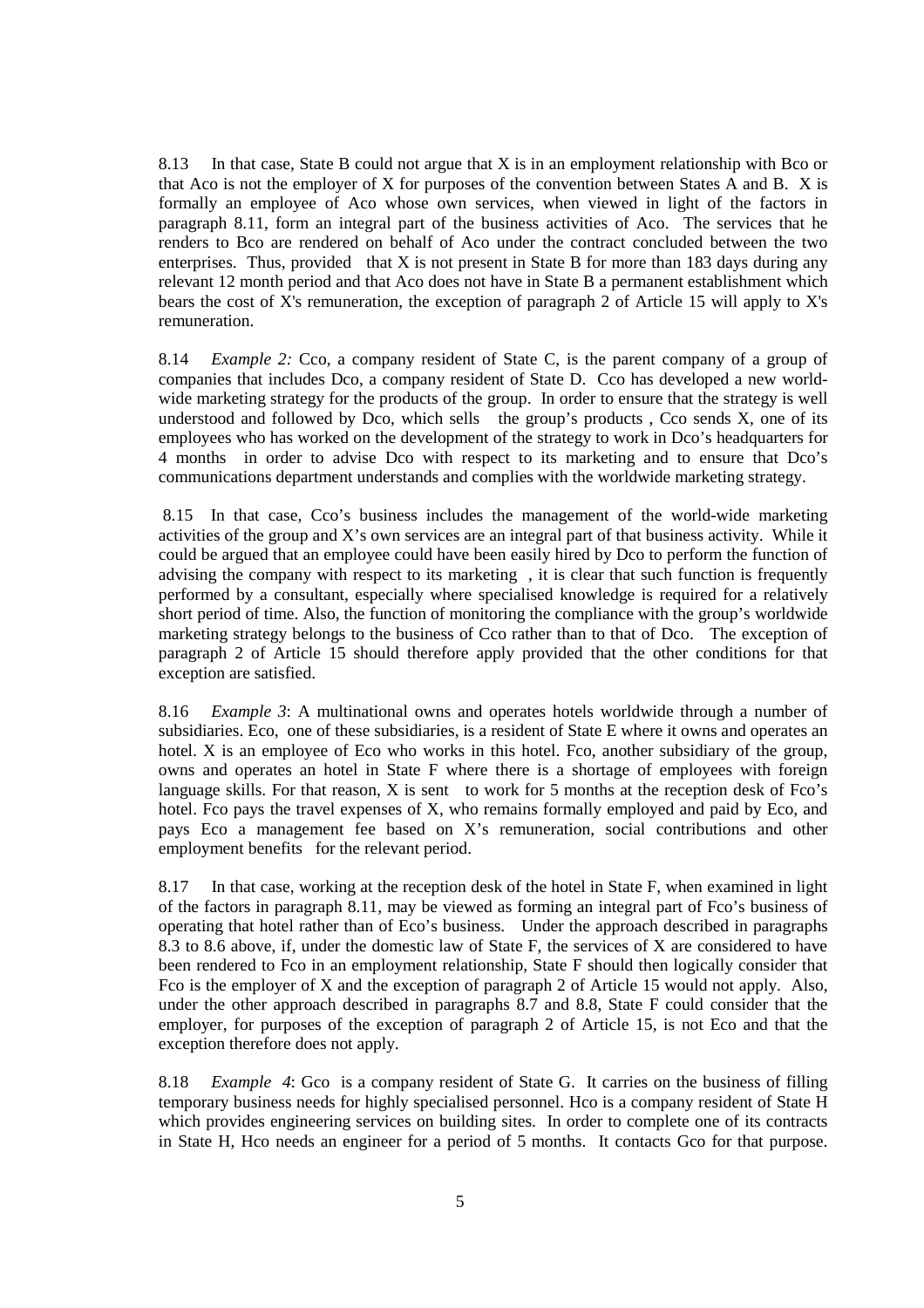8.13 In that case, State B could not argue that X is in an employment relationship with Bco or that Aco is not the employer of X for purposes of the convention between States A and B. X is formally an employee of Aco whose own services, when viewed in light of the factors in paragraph 8.11, form an integral part of the business activities of Aco. The services that he renders to Bco are rendered on behalf of Aco under the contract concluded between the two enterprises. Thus, provided that X is not present in State B for more than 183 days during any relevant 12 month period and that Aco does not have in State B a permanent establishment which bears the cost of X's remuneration, the exception of paragraph 2 of Article 15 will apply to X's remuneration.

8.14 *Example 2:* Cco, a company resident of State C, is the parent company of a group of companies that includes Dco, a company resident of State D. Cco has developed a new world-wide marketing strategy for the products of the group. In order to ensure that the strategy is well understood and followed by Dco, which sells the group's products , Cco sends X, one of its employees who has worked on the development of the strategy to work in Dco's headquarters for 4 months in order to advise Dco with respect to its marketing and to ensure that Dco's communications department understands and complies with the worldwide marketing strategy.

8.15 In that case, Cco's business includes the management of the world-wide marketing activities of the group and X's own services are an integral part of that business activity. While it could be argued that an employee could have been easily hired by Dco to perform the function of advising the company with respect to its marketing , it is clear that such function is frequently performed by a consultant, especially where specialised knowledge is required for a relatively short period of time. Also, the function of monitoring the compliance with the group's worldwide marketing strategy belongs to the business of Cco rather than to that of Dco. The exception of paragraph 2 of Article 15 should therefore apply provided that the other conditions for that exception are satisfied.

8.16 *Example 3*: A multinational owns and operates hotels worldwide through a number of subsidiaries. Eco, one of these subsidiaries, is a resident of State E where it owns and operates an hotel. X is an employee of Eco who works in this hotel. Fco, another subsidiary of the group, owns and operates an hotel in State F where there is a shortage of employees with foreign language skills. For that reason, X is sent to work for 5 months at the reception desk of Fco's hotel. Fco pays the travel expenses of X, who remains formally employed and paid by Eco, and pays Eco a management fee based on X's remuneration, social contributions and other employment benefits for the relevant period.

8.17 In that case, working at the reception desk of the hotel in State F, when examined in light of the factors in paragraph 8.11, may be viewed as forming an integral part of Fco's business of operating that hotel rather than of Eco's business. Under the approach described in paragraphs 8.3 to 8.6 above, if, under the domestic law of State F, the services of X are considered to have been rendered to Fco in an employment relationship, State F should then logically consider that Fco is the employer of X and the exception of paragraph 2 of Article 15 would not apply. Also, under the other approach described in paragraphs 8.7 and 8.8, State F could consider that the employer, for purposes of the exception of paragraph 2 of Article 15, is not Eco and that the exception therefore does not apply.

8.18 *Example 4*: Gco is a company resident of State G. It carries on the business of filling temporary business needs for highly specialised personnel. Hco is a company resident of State H which provides engineering services on building sites. In order to complete one of its contracts in State H, Hco needs an engineer for a period of 5 months. It contacts Gco for that purpose.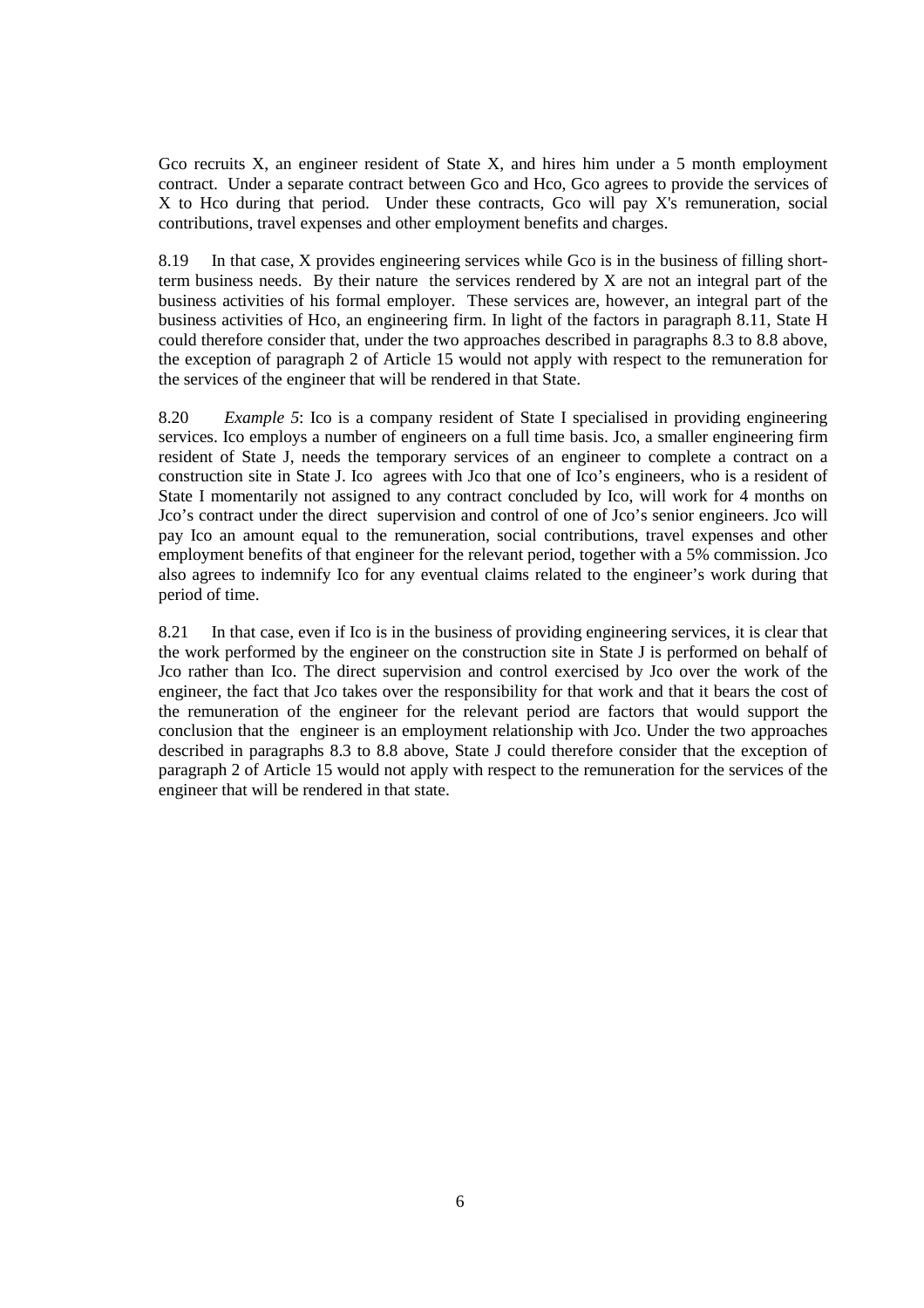Gco recruits X, an engineer resident of State X, and hires him under a 5 month employment contract. Under a separate contract between Gco and Hco, Gco agrees to provide the services of X to Hco during that period. Under these contracts, Gco will pay X's remuneration, social contributions, travel expenses and other employment benefits and charges.

8.19 In that case, X provides engineering services while Gco is in the business of filling short-term business needs. By their nature the services rendered by X are not an integral part of the business activities of his formal employer. These services are, however, an integral part of the business activities of Hco, an engineering firm. In light of the factors in paragraph 8.11, State H could therefore consider that, under the two approaches described in paragraphs 8.3 to 8.8 above, the exception of paragraph 2 of Article 15 would not apply with respect to the remuneration for the services of the engineer that will be rendered in that State.

8.20 *Example 5*: Ico is a company resident of State I specialised in providing engineering services. Ico employs a number of engineers on a full time basis. Jco, a smaller engineering firm resident of State J, needs the temporary services of an engineer to complete a contract on a construction site in State J. Ico agrees with Jco that one of Ico's engineers, who is a resident of State I momentarily not assigned to any contract concluded by Ico, will work for 4 months on Jco's contract under the direct supervision and control of one of Jco's senior engineers. Jco will pay Ico an amount equal to the remuneration, social contributions, travel expenses and other employment benefits of that engineer for the relevant period, together with a 5% commission. Jco also agrees to indemnify Ico for any eventual claims related to the engineer's work during that period of time.

8.21 In that case, even if Ico is in the business of providing engineering services, it is clear that the work performed by the engineer on the construction site in State J is performed on behalf of Jco rather than Ico. The direct supervision and control exercised by Jco over the work of the engineer, the fact that Jco takes over the responsibility for that work and that it bears the cost of the remuneration of the engineer for the relevant period are factors that would support the conclusion that the engineer is an employment relationship with Jco. Under the two approaches described in paragraphs 8.3 to 8.8 above, State J could therefore consider that the exception of paragraph 2 of Article 15 would not apply with respect to the remuneration for the services of the engineer that will be rendered in that state.